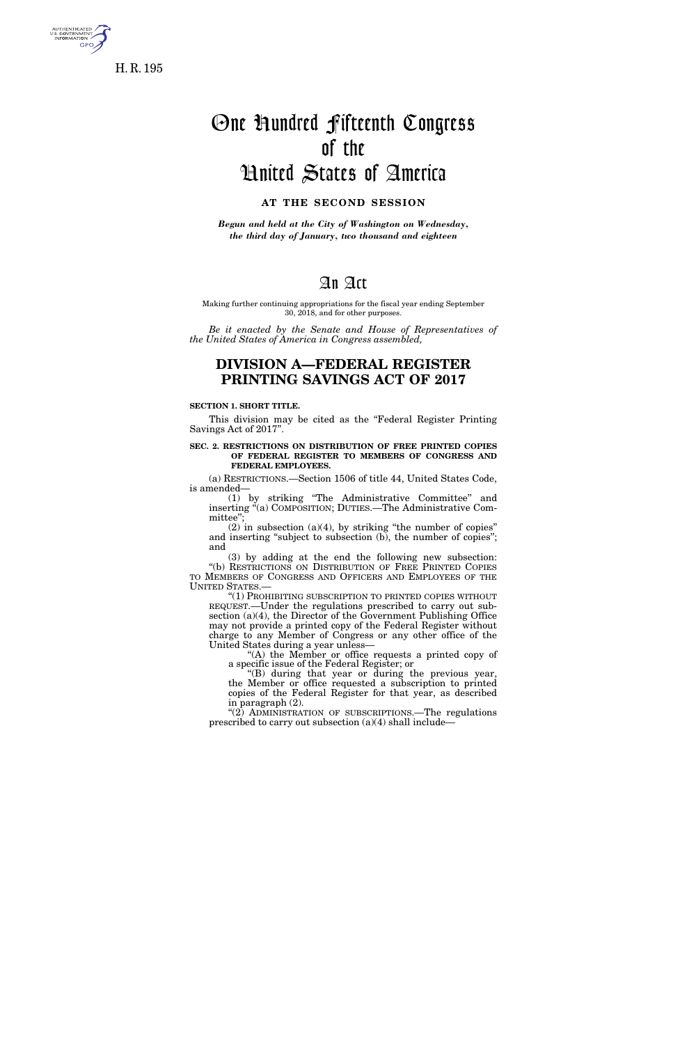H. R. 195

# One Hundred Fifteenth Congress of the United States of America

**AT THE SECOND SESSION**

*Begun and held at the City of Washington on Wednesday, the third day of January, two thousand and eighteen*

# An Act

Making further continuing appropriations for the fiscal year ending September 30, 2018, and for other purposes.

*Be it enacted by the Senate and House of Representatives of the United States of America in Congress assembled,*

## DIVISION A—FEDERAL REGISTER PRINTING SAVINGS ACT OF 2017

**SECTION 1. SHORT TITLE.**

This division may be cited as the "Federal Register Printing Savings Act of 2017".

**SEC. 2. RESTRICTIONS ON DISTRIBUTION OF FREE PRINTED COPIES OF FEDERAL REGISTER TO MEMBERS OF CONGRESS AND FEDERAL EMPLOYEES.**

(a) RESTRICTIONS.—Section 1506 of title 44, United States Code, is amended—

(1) by striking "The Administrative Committee" and inserting "(a) COMPOSITION; DUTIES.—The Administrative Committee";

(2) in subsection (a)(4), by striking "the number of copies" and inserting "subject to subsection (b), the number of copies"; and

(3) by adding at the end the following new subsection:

"(b) RESTRICTIONS ON DISTRIBUTION OF FREE PRINTED COPIES TO MEMBERS OF CONGRESS AND OFFICERS AND EMPLOYEES OF THE UNITED STATES.—

"(1) PROHIBITING SUBSCRIPTION TO PRINTED COPIES WITHOUT REQUEST.—Under the regulations prescribed to carry out subsection (a)(4), the Director of the Government Publishing Office may not provide a printed copy of the Federal Register without charge to any Member of Congress or any other office of the United States during a year unless—

"(A) the Member or office requests a printed copy of a specific issue of the Federal Register; or

"(B) during that year or during the previous year, the Member or office requested a subscription to printed copies of the Federal Register for that year, as described in paragraph (2).

"(2) ADMINISTRATION OF SUBSCRIPTIONS.—The regulations prescribed to carry out subsection (a)(4) shall include—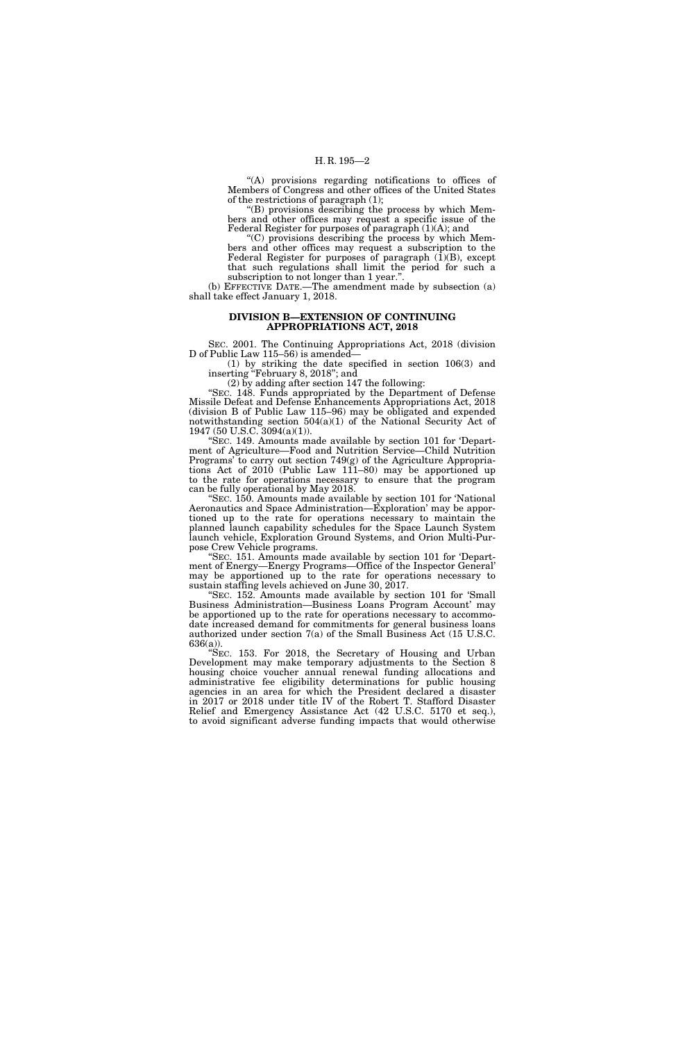"(A) provisions regarding notifications to offices of Members of Congress and other offices of the United States of the restrictions of paragraph (1);

"(B) provisions describing the process by which Members and other offices may request a specific issue of the Federal Register for purposes of paragraph (1)(A); and

"(C) provisions describing the process by which Members and other offices may request a subscription to the Federal Register for purposes of paragraph (1)(B), except that such regulations shall limit the period for such a subscription to not longer than 1 year.".

(b) EFFECTIVE DATE.—The amendment made by subsection (a) shall take effect January 1, 2018.

## DIVISION B—EXTENSION OF CONTINUING APPROPRIATIONS ACT, 2018

SEC. 2001. The Continuing Appropriations Act, 2018 (division D of Public Law 115–56) is amended—

(1) by striking the date specified in section 106(3) and inserting "February 8, 2018"; and

(2) by adding after section 147 the following:

"SEC. 148. Funds appropriated by the Department of Defense Missile Defeat and Defense Enhancements Appropriations Act, 2018 (division B of Public Law 115–96) may be obligated and expended notwithstanding section 504(a)(1) of the National Security Act of 1947 (50 U.S.C. 3094(a)(1)).

"SEC. 149. Amounts made available by section 101 for 'Department of Agriculture—Food and Nutrition Service—Child Nutrition Programs' to carry out section 749(g) of the Agriculture Appropriations Act of 2010 (Public Law 111–80) may be apportioned up to the rate for operations necessary to ensure that the program can be fully operational by May 2018.

"SEC. 150. Amounts made available by section 101 for 'National Aeronautics and Space Administration—Exploration' may be apportioned up to the rate for operations necessary to maintain the planned launch capability schedules for the Space Launch System launch vehicle, Exploration Ground Systems, and Orion Multi-Purpose Crew Vehicle programs.

"SEC. 151. Amounts made available by section 101 for 'Department of Energy—Energy Programs—Office of the Inspector General' may be apportioned up to the rate for operations necessary to sustain staffing levels achieved on June 30, 2017.

"SEC. 152. Amounts made available by section 101 for 'Small Business Administration—Business Loans Program Account' may be apportioned up to the rate for operations necessary to accommodate increased demand for commitments for general business loans authorized under section 7(a) of the Small Business Act (15 U.S.C. 636(a)).

"SEC. 153. For 2018, the Secretary of Housing and Urban Development may make temporary adjustments to the Section 8 housing choice voucher annual renewal funding allocations and administrative fee eligibility determinations for public housing agencies in an area for which the President declared a disaster in 2017 or 2018 under title IV of the Robert T. Stafford Disaster Relief and Emergency Assistance Act (42 U.S.C. 5170 et seq.), to avoid significant adverse funding impacts that would otherwise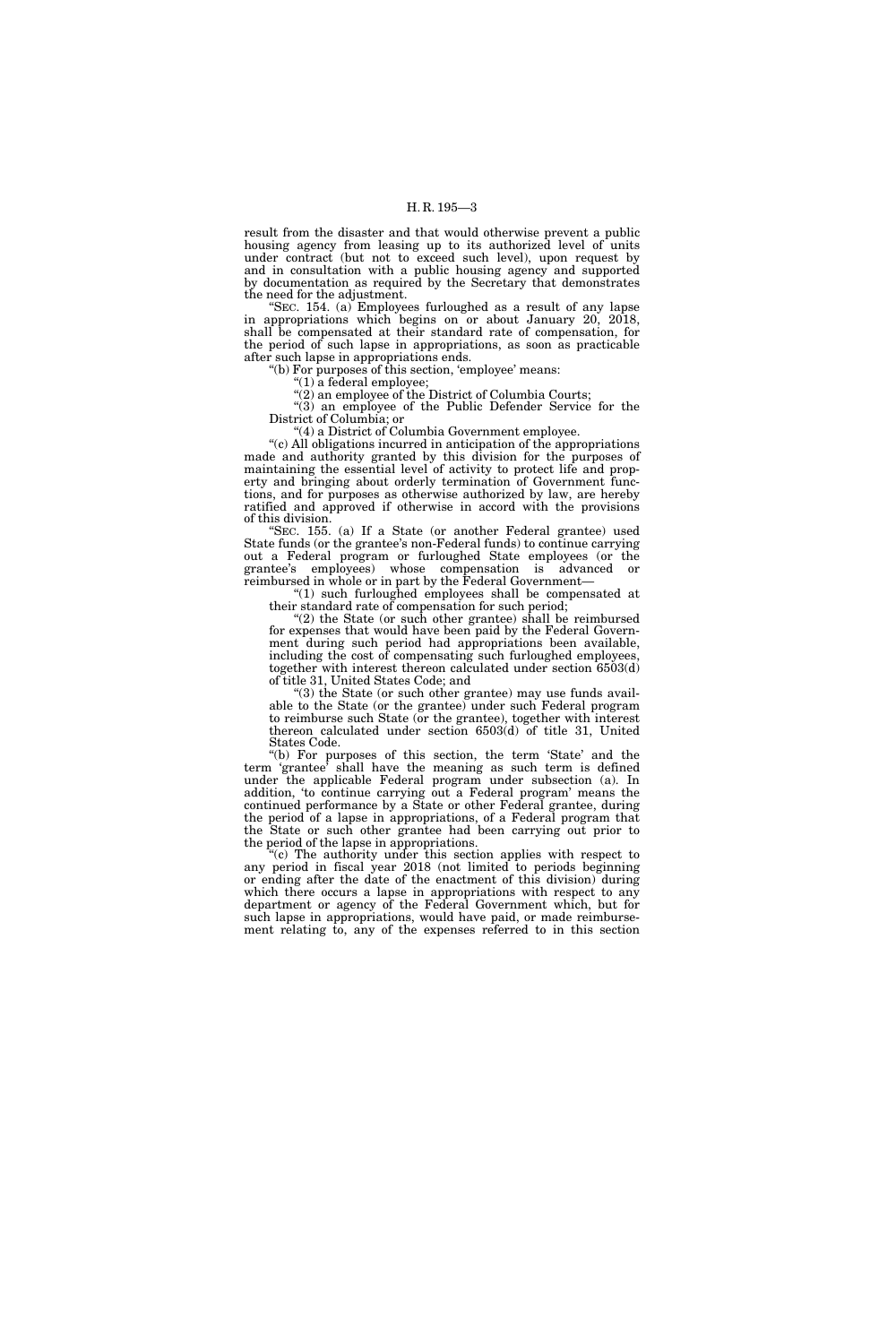result from the disaster and that would otherwise prevent a public housing agency from leasing up to its authorized level of units under contract (but not to exceed such level), upon request by and in consultation with a public housing agency and supported by documentation as required by the Secretary that demonstrates the need for the adjustment.

"SEC. 154. (a) Employees furloughed as a result of any lapse in appropriations which begins on or about January 20, 2018, shall be compensated at their standard rate of compensation, for the period of such lapse in appropriations, as soon as practicable after such lapse in appropriations ends.

"(b) For purposes of this section, 'employee' means:

"(1) a federal employee;

"(2) an employee of the District of Columbia Courts;

"(3) an employee of the Public Defender Service for the District of Columbia; or

"(4) a District of Columbia Government employee.

"(c) All obligations incurred in anticipation of the appropriations made and authority granted by this division for the purposes of maintaining the essential level of activity to protect life and property and bringing about orderly termination of Government functions, and for purposes as otherwise authorized by law, are hereby ratified and approved if otherwise in accord with the provisions of this division.

"SEC. 155. (a) If a State (or another Federal grantee) used State funds (or the grantee's non-Federal funds) to continue carrying out a Federal program or furloughed State employees (or the grantee's employees) whose compensation is advanced or reimbursed in whole or in part by the Federal Government—

"(1) such furloughed employees shall be compensated at their standard rate of compensation for such period;

"(2) the State (or such other grantee) shall be reimbursed for expenses that would have been paid by the Federal Government during such period had appropriations been available, including the cost of compensating such furloughed employees, together with interest thereon calculated under section 6503(d) of title 31, United States Code; and

"(3) the State (or such other grantee) may use funds available to the State (or the grantee) under such Federal program to reimburse such State (or the grantee), together with interest thereon calculated under section 6503(d) of title 31, United States Code.

"(b) For purposes of this section, the term 'State' and the term 'grantee' shall have the meaning as such term is defined under the applicable Federal program under subsection (a). In addition, 'to continue carrying out a Federal program' means the continued performance by a State or other Federal grantee, during the period of a lapse in appropriations, of a Federal program that the State or such other grantee had been carrying out prior to the period of the lapse in appropriations.

"(c) The authority under this section applies with respect to any period in fiscal year 2018 (not limited to periods beginning or ending after the date of the enactment of this division) during which there occurs a lapse in appropriations with respect to any department or agency of the Federal Government which, but for such lapse in appropriations, would have paid, or made reimbursement relating to, any of the expenses referred to in this section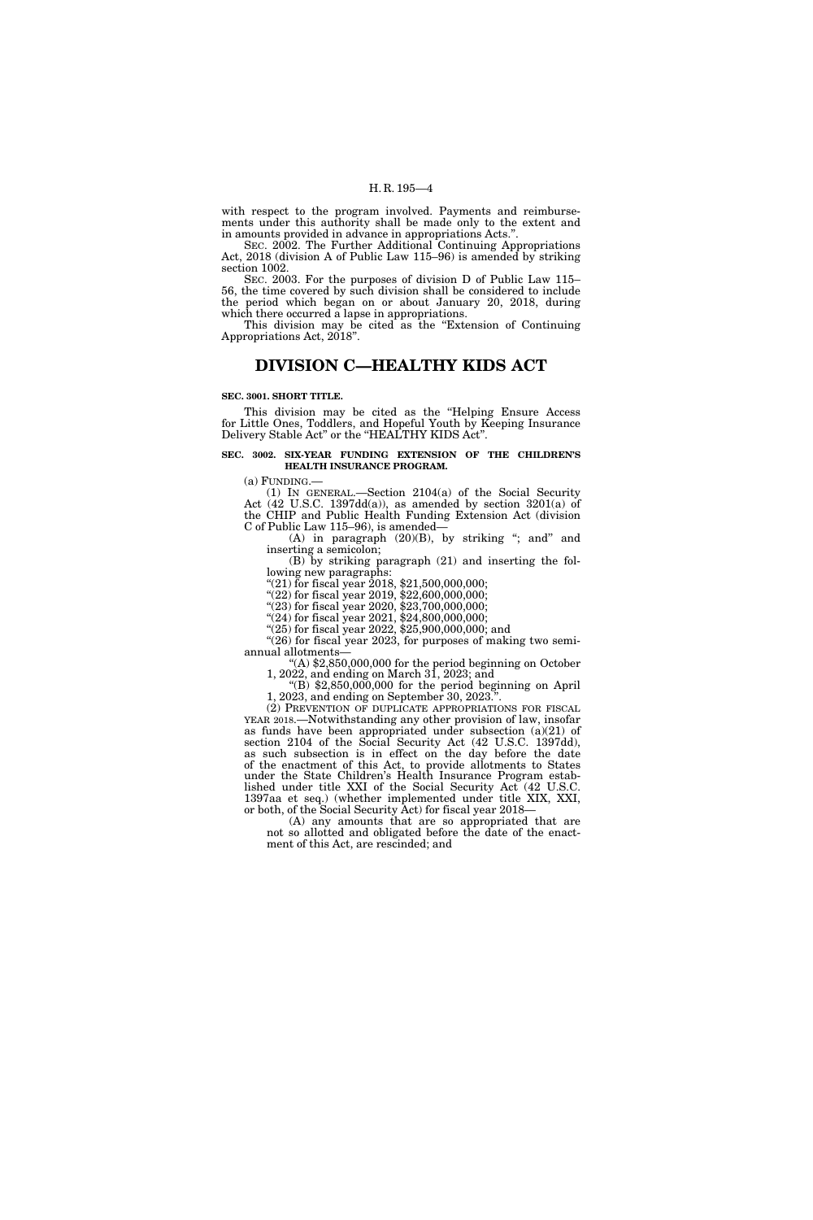with respect to the program involved. Payments and reimbursements under this authority shall be made only to the extent and in amounts provided in advance in appropriations Acts.".

SEC. 2002. The Further Additional Continuing Appropriations Act, 2018 (division A of Public Law 115–96) is amended by striking section 1002.

SEC. 2003. For the purposes of division D of Public Law 115–56, the time covered by such division shall be considered to include the period which began on or about January 20, 2018, during which there occurred a lapse in appropriations.

This division may be cited as the "Extension of Continuing Appropriations Act, 2018".

# DIVISION C—HEALTHY KIDS ACT

**SEC. 3001. SHORT TITLE.**

This division may be cited as the "Helping Ensure Access for Little Ones, Toddlers, and Hopeful Youth by Keeping Insurance Delivery Stable Act" or the "HEALTHY KIDS Act".

**SEC. 3002. SIX-YEAR FUNDING EXTENSION OF THE CHILDREN'S HEALTH INSURANCE PROGRAM.**

(a) FUNDING.—

(1) IN GENERAL.—Section 2104(a) of the Social Security Act (42 U.S.C. 1397dd(a)), as amended by section 3201(a) of the CHIP and Public Health Funding Extension Act (division C of Public Law 115–96), is amended—

(A) in paragraph (20)(B), by striking "; and" and inserting a semicolon;

(B) by striking paragraph (21) and inserting the following new paragraphs:

"(21) for fiscal year 2018, $21,500,000,000;

"(22) for fiscal year 2019, $22,600,000,000;

"(23) for fiscal year 2020, $23,700,000,000;

"(24) for fiscal year 2021, $24,800,000,000;

"(25) for fiscal year 2022, $25,900,000,000; and

"(26) for fiscal year 2023, for purposes of making two semi-annual allotments—

"(A) $2,850,000,000 for the period beginning on October 1, 2022, and ending on March 31, 2023; and

"(B) $2,850,000,000 for the period beginning on April 1, 2023, and ending on September 30, 2023.".

(2) PREVENTION OF DUPLICATE APPROPRIATIONS FOR FISCAL YEAR 2018.—Notwithstanding any other provision of law, insofar as funds have been appropriated under subsection (a)(21) of section 2104 of the Social Security Act (42 U.S.C. 1397dd), as such subsection is in effect on the day before the date of the enactment of this Act, to provide allotments to States under the State Children's Health Insurance Program established under title XXI of the Social Security Act (42 U.S.C. 1397aa et seq.) (whether implemented under title XIX, XXI, or both, of the Social Security Act) for fiscal year 2018—

(A) any amounts that are so appropriated that are not so allotted and obligated before the date of the enactment of this Act, are rescinded; and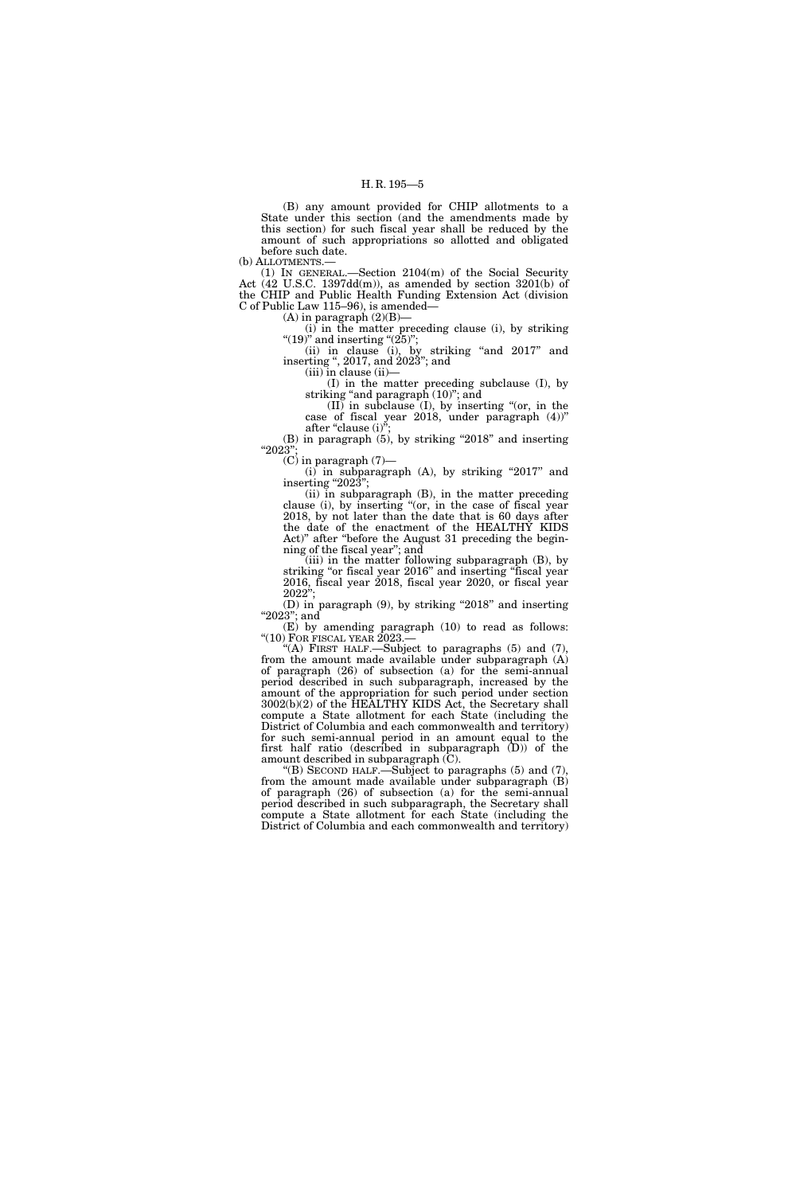(B) any amount provided for CHIP allotments to a State under this section (and the amendments made by this section) for such fiscal year shall be reduced by the amount of such appropriations so allotted and obligated before such date.

(b) ALLOTMENTS.—

(1) IN GENERAL.—Section 2104(m) of the Social Security Act (42 U.S.C. 1397dd(m)), as amended by section 3201(b) of the CHIP and Public Health Funding Extension Act (division C of Public Law 115–96), is amended—

(A) in paragraph (2)(B)—

(i) in the matter preceding clause (i), by striking "(19)" and inserting "(25)";

(ii) in clause (i), by striking "and 2017" and inserting ", 2017, and 2023"; and

(iii) in clause (ii)—

(I) in the matter preceding subclause (I), by striking "and paragraph (10)"; and

(II) in subclause (I), by inserting "(or, in the case of fiscal year 2018, under paragraph (4))" after "clause (i)";

(B) in paragraph (5), by striking "2018" and inserting "2023";

(C) in paragraph (7)—

(i) in subparagraph (A), by striking "2017" and inserting "2023";

(ii) in subparagraph (B), in the matter preceding clause (i), by inserting "(or, in the case of fiscal year 2018, by not later than the date that is 60 days after the date of the enactment of the HEALTHY KIDS Act)" after "before the August 31 preceding the beginning of the fiscal year"; and

(iii) in the matter following subparagraph (B), by striking "or fiscal year 2016" and inserting "fiscal year 2016, fiscal year 2018, fiscal year 2020, or fiscal year 2022";

(D) in paragraph (9), by striking "2018" and inserting "2023"; and

(E) by amending paragraph (10) to read as follows:

"(10) FOR FISCAL YEAR 2023.—

"(A) FIRST HALF.—Subject to paragraphs (5) and (7), from the amount made available under subparagraph (A) of paragraph (26) of subsection (a) for the semi-annual period described in such subparagraph, increased by the amount of the appropriation for such period under section 3002(b)(2) of the HEALTHY KIDS Act, the Secretary shall compute a State allotment for each State (including the District of Columbia and each commonwealth and territory) for such semi-annual period in an amount equal to the first half ratio (described in subparagraph (D)) of the amount described in subparagraph (C).

"(B) SECOND HALF.—Subject to paragraphs (5) and (7), from the amount made available under subparagraph (B) of paragraph (26) of subsection (a) for the semi-annual period described in such subparagraph, the Secretary shall compute a State allotment for each State (including the District of Columbia and each commonwealth and territory)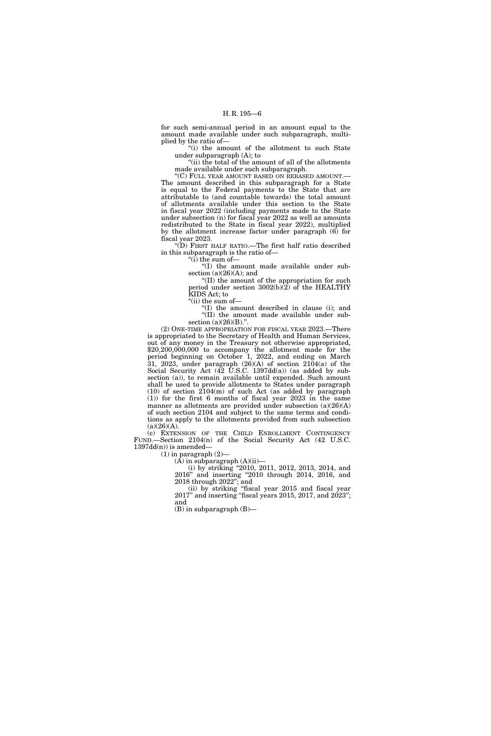for such semi-annual period in an amount equal to the amount made available under such subparagraph, multiplied by the ratio of—

"(i) the amount of the allotment to such State under subparagraph (A); to

"(ii) the total of the amount of all of the allotments made available under such subparagraph.

"(C) FULL YEAR AMOUNT BASED ON REBASED AMOUNT.—The amount described in this subparagraph for a State is equal to the Federal payments to the State that are attributable to (and countable towards) the total amount of allotments available under this section to the State in fiscal year 2022 (including payments made to the State under subsection (n) for fiscal year 2022 as well as amounts redistributed to the State in fiscal year 2022), multiplied by the allotment increase factor under paragraph (6) for fiscal year 2023.

"(D) FIRST HALF RATIO.—The first half ratio described in this subparagraph is the ratio of—

"(i) the sum of—

"(I) the amount made available under subsection (a)(26)(A); and

"(II) the amount of the appropriation for such period under section 3002(b)(2) of the HEALTHY KIDS Act; to

"(ii) the sum of—

"(I) the amount described in clause (i); and

"(II) the amount made available under subsection (a)(26)(B).".

(2) ONE-TIME APPROPRIATION FOR FISCAL YEAR 2023.—There is appropriated to the Secretary of Health and Human Services, out of any money in the Treasury not otherwise appropriated, $20,200,000,000 to accompany the allotment made for the period beginning on October 1, 2022, and ending on March 31, 2023, under paragraph (26)(A) of section 2104(a) of the Social Security Act (42 U.S.C. 1397dd(a)) (as added by subsection (a)), to remain available until expended. Such amount shall be used to provide allotments to States under paragraph (10) of section 2104(m) of such Act (as added by paragraph (1)) for the first 6 months of fiscal year 2023 in the same manner as allotments are provided under subsection (a)(26)(A) of such section 2104 and subject to the same terms and conditions as apply to the allotments provided from such subsection (a)(26)(A).

(c) EXTENSION OF THE CHILD ENROLLMENT CONTINGENCY FUND.—Section 2104(n) of the Social Security Act (42 U.S.C. 1397dd(n)) is amended—

(1) in paragraph (2)—

(A) in subparagraph (A)(ii)—

(i) by striking "2010, 2011, 2012, 2013, 2014, and 2016" and inserting "2010 through 2014, 2016, and 2018 through 2022"; and

(ii) by striking "fiscal year 2015 and fiscal year 2017" and inserting "fiscal years 2015, 2017, and 2023"; and

(B) in subparagraph (B)—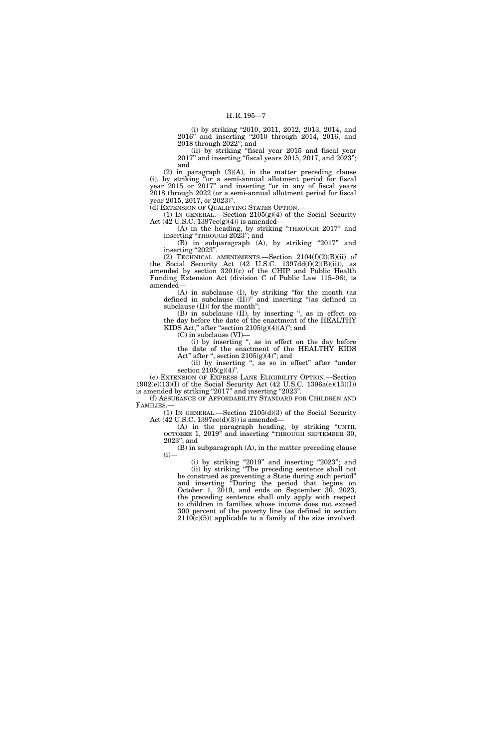(i) by striking "2010, 2011, 2012, 2013, 2014, and 2016" and inserting "2010 through 2014, 2016, and 2018 through 2022"; and

(ii) by striking "fiscal year 2015 and fiscal year 2017" and inserting "fiscal years 2015, 2017, and 2023"; and

(2) in paragraph (3)(A), in the matter preceding clause (i), by striking "or a semi-annual allotment period for fiscal year 2015 or 2017" and inserting "or in any of fiscal years 2018 through 2022 (or a semi-annual allotment period for fiscal year 2015, 2017, or 2023)".

(d) EXTENSION OF QUALIFYING STATES OPTION.—

(1) IN GENERAL.—Section 2105(g)(4) of the Social Security Act (42 U.S.C. 1397ee(g)(4)) is amended—

(A) in the heading, by striking "THROUGH 2017" and inserting "THROUGH 2023"; and

(B) in subparagraph (A), by striking "2017" and inserting "2023".

(2) TECHNICAL AMENDMENTS.—Section 2104(f)(2)(B)(ii) of the Social Security Act (42 U.S.C. 1397dd(f)(2)(B)(ii)), as amended by section 3201(c) of the CHIP and Public Health Funding Extension Act (division C of Public Law 115–96), is amended—

(A) in subclause (I), by striking "for the month (as defined in subclause (II))" and inserting "(as defined in subclause (II)) for the month";

(B) in subclause (II), by inserting ", as in effect on the day before the date of the enactment of the HEALTHY KIDS Act," after "section 2105(g)(4)(A)"; and

(C) in subclause (VI)—

(i) by inserting ", as in effect on the day before the date of the enactment of the HEALTHY KIDS Act" after ", section 2105(g)(4)"; and

(ii) by inserting ", as so in effect" after "under section 2105(g)(4)".

(e) EXTENSION OF EXPRESS LANE ELIGIBILITY OPTION.—Section 1902(e)(13)(I) of the Social Security Act (42 U.S.C. 1396a(e)(13)(I)) is amended by striking "2017" and inserting "2023".

(f) ASSURANCE OF AFFORDABILITY STANDARD FOR CHILDREN AND FAMILIES.—

(1) IN GENERAL.—Section 2105(d)(3) of the Social Security Act (42 U.S.C. 1397ee(d)(3)) is amended—

(A) in the paragraph heading, by striking "UNTIL OCTOBER 1, 2019" and inserting "THROUGH SEPTEMBER 30, 2023"; and

(B) in subparagraph (A), in the matter preceding clause (i)—

(i) by striking "2019" and inserting "2023"; and

(ii) by striking "The preceding sentence shall not be construed as preventing a State during such period" and inserting "During the period that begins on October 1, 2019, and ends on September 30, 2023, the preceding sentence shall only apply with respect to children in families whose income does not exceed 300 percent of the poverty line (as defined in section 2110(c)(5)) applicable to a family of the size involved.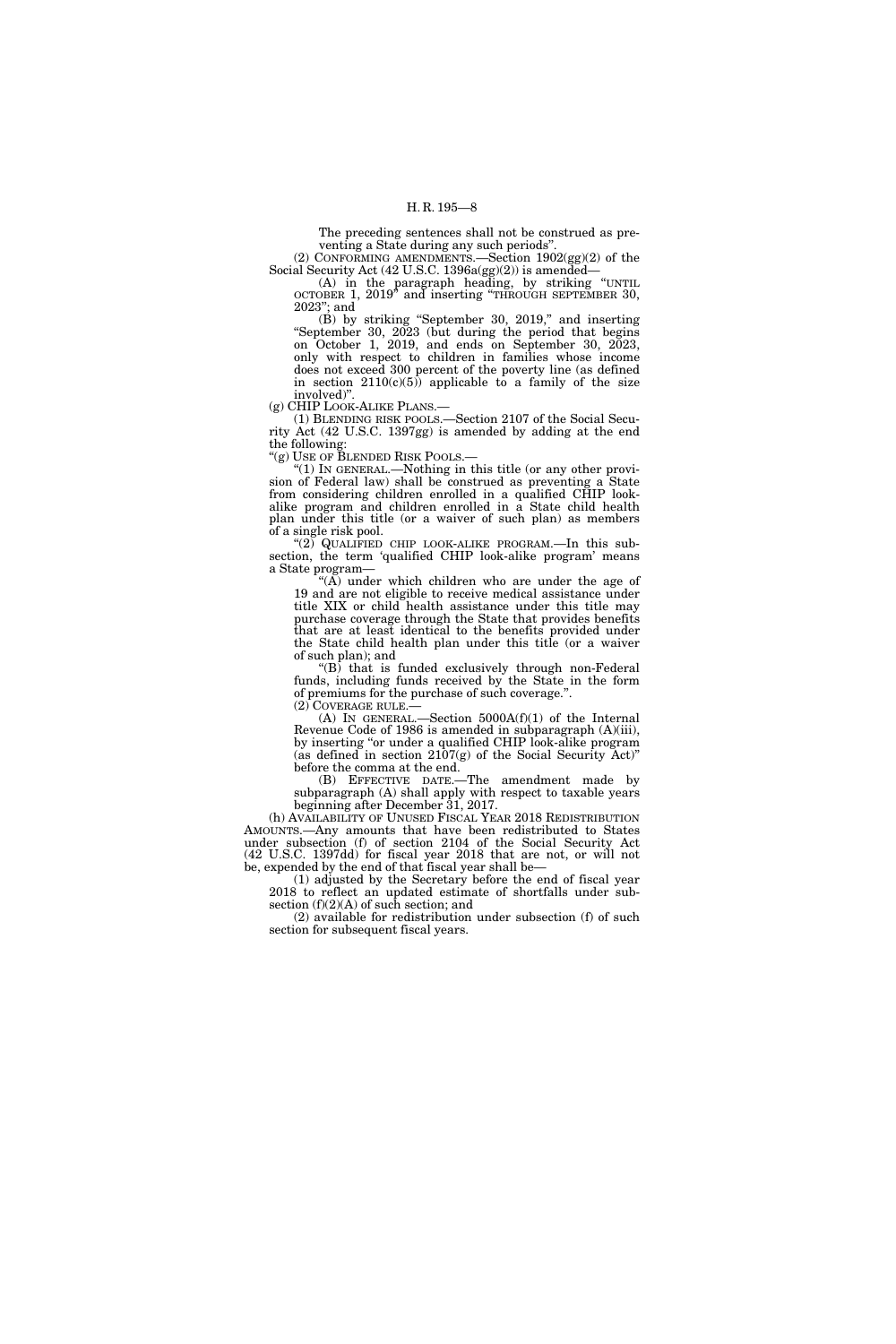The preceding sentences shall not be construed as preventing a State during any such periods".

(2) CONFORMING AMENDMENTS.—Section 1902(gg)(2) of the Social Security Act (42 U.S.C. 1396a(gg)(2)) is amended—

(A) in the paragraph heading, by striking "UNTIL OCTOBER 1, 2019" and inserting "THROUGH SEPTEMBER 30, 2023"; and

(B) by striking "September 30, 2019," and inserting "September 30, 2023 (but during the period that begins on October 1, 2019, and ends on September 30, 2023, only with respect to children in families whose income does not exceed 300 percent of the poverty line (as defined in section 2110(c)(5)) applicable to a family of the size involved)".

(g) CHIP LOOK-ALIKE PLANS.—

(1) BLENDING RISK POOLS.—Section 2107 of the Social Security Act (42 U.S.C. 1397gg) is amended by adding at the end the following:

"(g) USE OF BLENDED RISK POOLS.—

"(1) IN GENERAL.—Nothing in this title (or any other provision of Federal law) shall be construed as preventing a State from considering children enrolled in a qualified CHIP look-alike program and children enrolled in a State child health plan under this title (or a waiver of such plan) as members of a single risk pool.

"(2) QUALIFIED CHIP LOOK-ALIKE PROGRAM.—In this subsection, the term 'qualified CHIP look-alike program' means a State program—

"(A) under which children who are under the age of 19 and are not eligible to receive medical assistance under title XIX or child health assistance under this title may purchase coverage through the State that provides benefits that are at least identical to the benefits provided under the State child health plan under this title (or a waiver of such plan); and

"(B) that is funded exclusively through non-Federal funds, including funds received by the State in the form of premiums for the purchase of such coverage.".

(2) COVERAGE RULE.—

(A) IN GENERAL.—Section 5000A(f)(1) of the Internal Revenue Code of 1986 is amended in subparagraph (A)(iii), by inserting "or under a qualified CHIP look-alike program (as defined in section 2107(g) of the Social Security Act)" before the comma at the end.

(B) EFFECTIVE DATE.—The amendment made by subparagraph (A) shall apply with respect to taxable years beginning after December 31, 2017.

(h) AVAILABILITY OF UNUSED FISCAL YEAR 2018 REDISTRIBUTION AMOUNTS.—Any amounts that have been redistributed to States under subsection (f) of section 2104 of the Social Security Act (42 U.S.C. 1397dd) for fiscal year 2018 that are not, or will not be, expended by the end of that fiscal year shall be—

(1) adjusted by the Secretary before the end of fiscal year 2018 to reflect an updated estimate of shortfalls under subsection (f)(2)(A) of such section; and

(2) available for redistribution under subsection (f) of such section for subsequent fiscal years.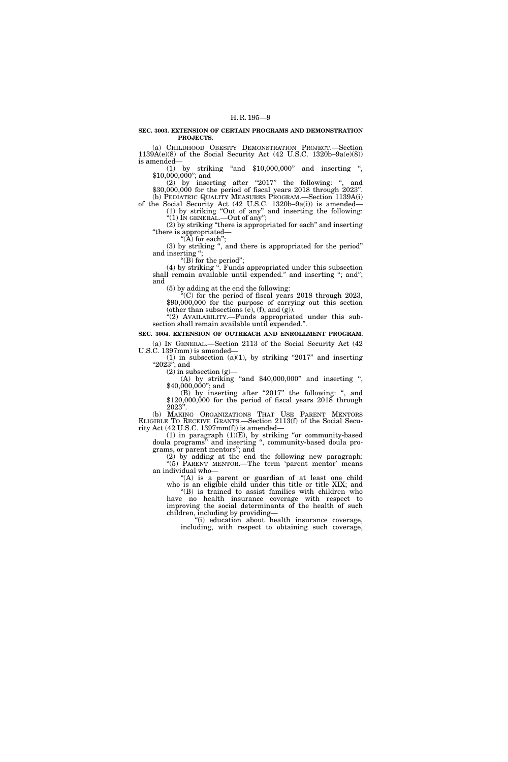**SEC. 3003. EXTENSION OF CERTAIN PROGRAMS AND DEMONSTRATION PROJECTS.**

(a) CHILDHOOD OBESITY DEMONSTRATION PROJECT.—Section 1139A(e)(8) of the Social Security Act (42 U.S.C. 1320b–9a(e)(8)) is amended—

(1) by striking "and $10,000,000" and inserting ", $10,000,000"; and

(2) by inserting after "2017" the following: ", and $30,000,000 for the period of fiscal years 2018 through 2023".

(b) PEDIATRIC QUALITY MEASURES PROGRAM.—Section 1139A(i) of the Social Security Act (42 U.S.C. 1320b–9a(i)) is amended—

(1) by striking "Out of any" and inserting the following: "(1) IN GENERAL.—Out of any";

(2) by striking "there is appropriated for each" and inserting "there is appropriated—

"(A) for each";

(3) by striking ", and there is appropriated for the period" and inserting ";

"(B) for the period";

(4) by striking ". Funds appropriated under this subsection shall remain available until expended." and inserting "; and"; and

(5) by adding at the end the following:

"(C) for the period of fiscal years 2018 through 2023, $90,000,000 for the purpose of carrying out this section (other than subsections (e), (f), and (g)).

"(2) AVAILABILITY.—Funds appropriated under this subsection shall remain available until expended.".

**SEC. 3004. EXTENSION OF OUTREACH AND ENROLLMENT PROGRAM.**

(a) IN GENERAL.—Section 2113 of the Social Security Act (42 U.S.C. 1397mm) is amended—

(1) in subsection (a)(1), by striking "2017" and inserting "2023"; and

(2) in subsection (g)—

(A) by striking "and $40,000,000" and inserting ", $40,000,000"; and

(B) by inserting after "2017" the following: ", and $120,000,000 for the period of fiscal years 2018 through 2023".

(b) MAKING ORGANIZATIONS THAT USE PARENT MENTORS ELIGIBLE TO RECEIVE GRANTS.—Section 2113(f) of the Social Security Act (42 U.S.C. 1397mm(f)) is amended—

(1) in paragraph (1)(E), by striking "or community-based doula programs" and inserting ", community-based doula programs, or parent mentors"; and

(2) by adding at the end the following new paragraph:

"(5) PARENT MENTOR.—The term 'parent mentor' means an individual who—

"(A) is a parent or guardian of at least one child who is an eligible child under this title or title XIX; and

"(B) is trained to assist families with children who have no health insurance coverage with respect to improving the social determinants of the health of such children, including by providing—

"(i) education about health insurance coverage, including, with respect to obtaining such coverage,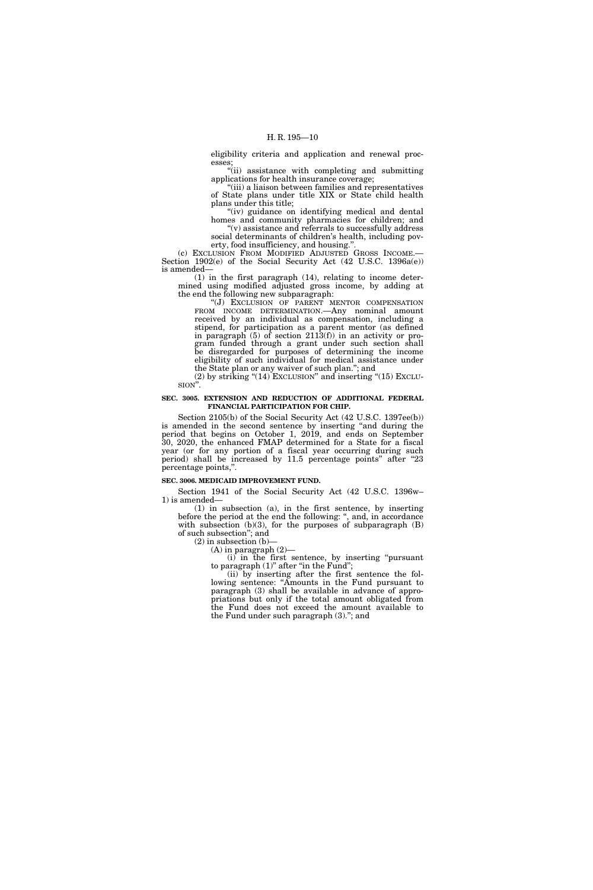eligibility criteria and application and renewal processes;

"(ii) assistance with completing and submitting applications for health insurance coverage;

"(iii) a liaison between families and representatives of State plans under title XIX or State child health plans under this title;

"(iv) guidance on identifying medical and dental homes and community pharmacies for children; and

"(v) assistance and referrals to successfully address social determinants of children's health, including poverty, food insufficiency, and housing.".

(c) EXCLUSION FROM MODIFIED ADJUSTED GROSS INCOME.—Section 1902(e) of the Social Security Act (42 U.S.C. 1396a(e)) is amended—

(1) in the first paragraph (14), relating to income determined using modified adjusted gross income, by adding at the end the following new subparagraph:

"(J) EXCLUSION OF PARENT MENTOR COMPENSATION FROM INCOME DETERMINATION.—Any nominal amount received by an individual as compensation, including a stipend, for participation as a parent mentor (as defined in paragraph (5) of section 2113(f)) in an activity or program funded through a grant under such section shall be disregarded for purposes of determining the income eligibility of such individual for medical assistance under the State plan or any waiver of such plan."; and

(2) by striking "(14) EXCLUSION" and inserting "(15) EXCLUSION".

**SEC. 3005. EXTENSION AND REDUCTION OF ADDITIONAL FEDERAL FINANCIAL PARTICIPATION FOR CHIP.**

Section 2105(b) of the Social Security Act (42 U.S.C. 1397ee(b)) is amended in the second sentence by inserting "and during the period that begins on October 1, 2019, and ends on September 30, 2020, the enhanced FMAP determined for a State for a fiscal year (or for any portion of a fiscal year occurring during such period) shall be increased by 11.5 percentage points" after "23 percentage points,".

**SEC. 3006. MEDICAID IMPROVEMENT FUND.**

Section 1941 of the Social Security Act (42 U.S.C. 1396w–1) is amended—

(1) in subsection (a), in the first sentence, by inserting before the period at the end the following: ", and, in accordance with subsection (b)(3), for the purposes of subparagraph (B) of such subsection"; and

(2) in subsection (b)—

(A) in paragraph (2)—

(i) in the first sentence, by inserting "pursuant to paragraph (1)" after "in the Fund";

(ii) by inserting after the first sentence the following sentence: "Amounts in the Fund pursuant to paragraph (3) shall be available in advance of appropriations but only if the total amount obligated from the Fund does not exceed the amount available to the Fund under such paragraph (3)."; and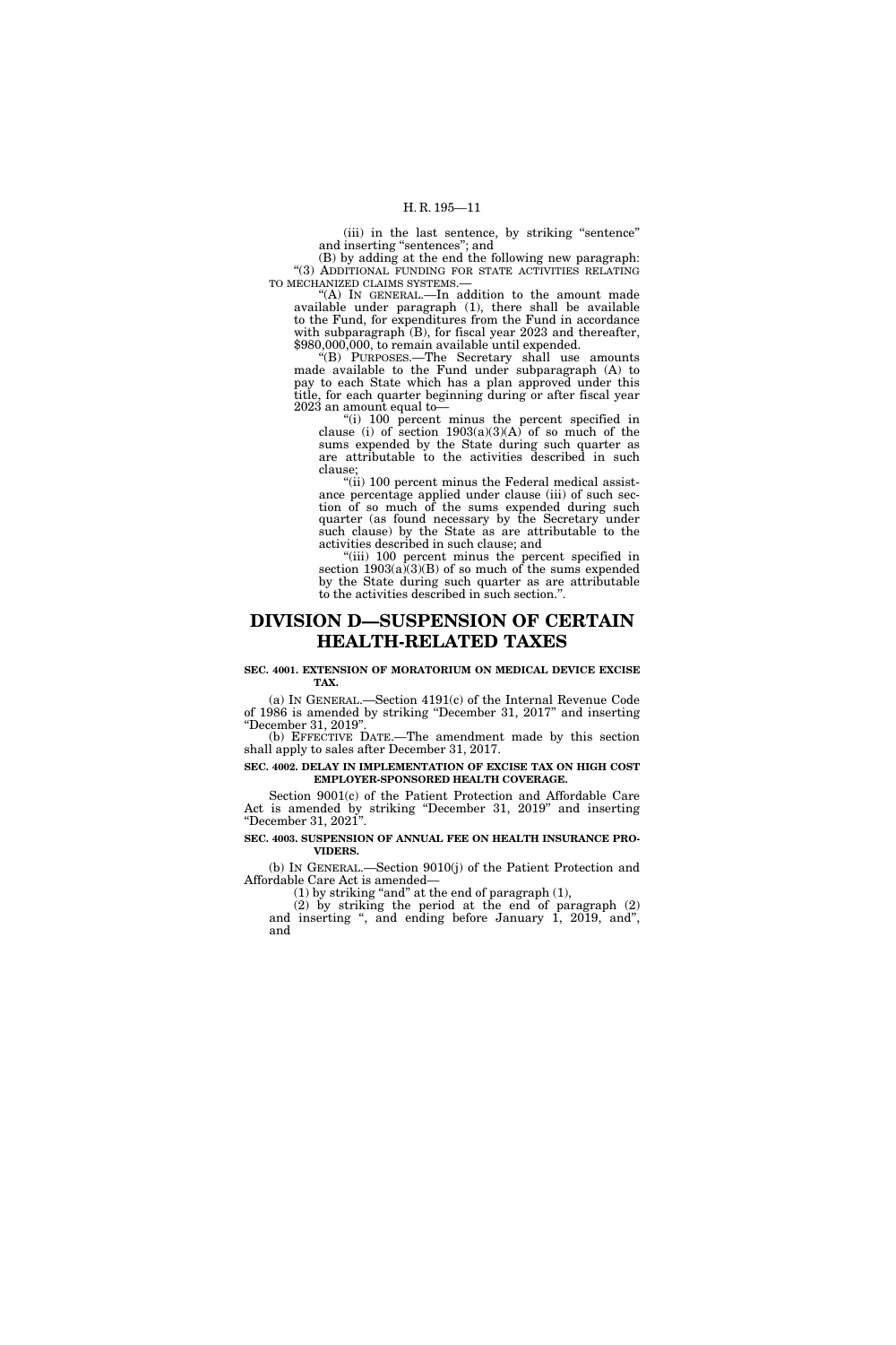(iii) in the last sentence, by striking "sentence" and inserting "sentences"; and

(B) by adding at the end the following new paragraph:

"(3) ADDITIONAL FUNDING FOR STATE ACTIVITIES RELATING TO MECHANIZED CLAIMS SYSTEMS.—

"(A) IN GENERAL.—In addition to the amount made available under paragraph (1), there shall be available to the Fund, for expenditures from the Fund in accordance with subparagraph (B), for fiscal year 2023 and thereafter, $980,000,000, to remain available until expended.

"(B) PURPOSES.—The Secretary shall use amounts made available to the Fund under subparagraph (A) to pay to each State which has a plan approved under this title, for each quarter beginning during or after fiscal year 2023 an amount equal to—

"(i) 100 percent minus the percent specified in clause (i) of section 1903(a)(3)(A) of so much of the sums expended by the State during such quarter as are attributable to the activities described in such clause;

"(ii) 100 percent minus the Federal medical assistance percentage applied under clause (iii) of such section of so much of the sums expended during such quarter (as found necessary by the Secretary under such clause) by the State as are attributable to the activities described in such clause; and

"(iii) 100 percent minus the percent specified in section 1903(a)(3)(B) of so much of the sums expended by the State during such quarter as are attributable to the activities described in such section.".

# DIVISION D—SUSPENSION OF CERTAIN HEALTH-RELATED TAXES

**SEC. 4001. EXTENSION OF MORATORIUM ON MEDICAL DEVICE EXCISE TAX.**

(a) IN GENERAL.—Section 4191(c) of the Internal Revenue Code of 1986 is amended by striking "December 31, 2017" and inserting "December 31, 2019".

(b) EFFECTIVE DATE.—The amendment made by this section shall apply to sales after December 31, 2017.

**SEC. 4002. DELAY IN IMPLEMENTATION OF EXCISE TAX ON HIGH COST EMPLOYER-SPONSORED HEALTH COVERAGE.**

Section 9001(c) of the Patient Protection and Affordable Care Act is amended by striking "December 31, 2019" and inserting "December 31, 2021".

**SEC. 4003. SUSPENSION OF ANNUAL FEE ON HEALTH INSURANCE PROVIDERS.**

(b) IN GENERAL.—Section 9010(j) of the Patient Protection and Affordable Care Act is amended—

(1) by striking "and" at the end of paragraph (1),

(2) by striking the period at the end of paragraph (2) and inserting ", and ending before January 1, 2019, and", and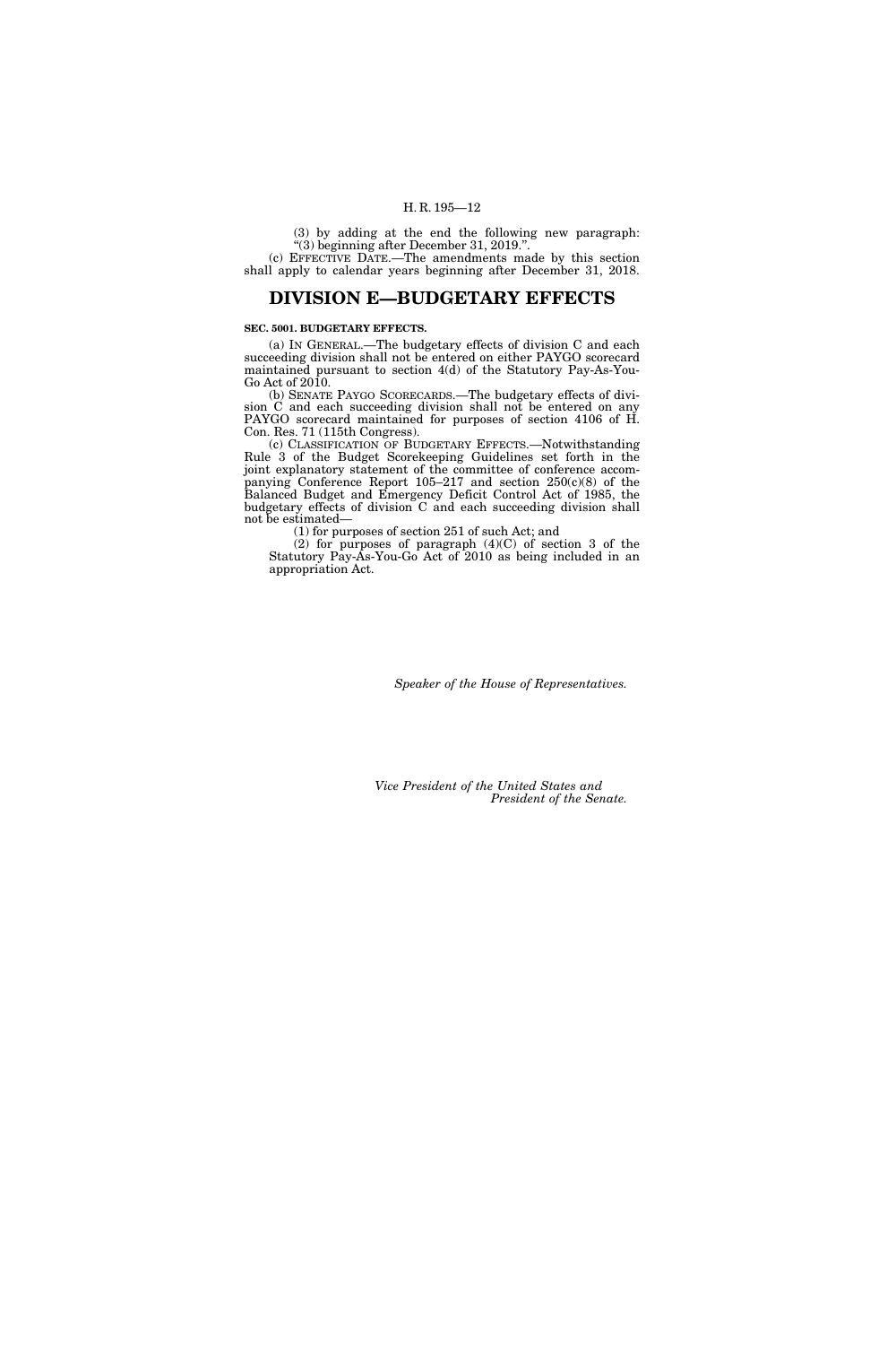(3) by adding at the end the following new paragraph: "(3) beginning after December 31, 2019.".

(c) EFFECTIVE DATE.—The amendments made by this section shall apply to calendar years beginning after December 31, 2018.

# DIVISION E—BUDGETARY EFFECTS

**SEC. 5001. BUDGETARY EFFECTS.**

(a) IN GENERAL.—The budgetary effects of division C and each succeeding division shall not be entered on either PAYGO scorecard maintained pursuant to section 4(d) of the Statutory Pay-As-You-Go Act of 2010.

(b) SENATE PAYGO SCORECARDS.—The budgetary effects of division C and each succeeding division shall not be entered on any PAYGO scorecard maintained for purposes of section 4106 of H. Con. Res. 71 (115th Congress).

(c) CLASSIFICATION OF BUDGETARY EFFECTS.—Notwithstanding Rule 3 of the Budget Scorekeeping Guidelines set forth in the joint explanatory statement of the committee of conference accompanying Conference Report 105–217 and section 250(c)(8) of the Balanced Budget and Emergency Deficit Control Act of 1985, the budgetary effects of division C and each succeeding division shall not be estimated—

(1) for purposes of section 251 of such Act; and

(2) for purposes of paragraph (4)(C) of section 3 of the Statutory Pay-As-You-Go Act of 2010 as being included in an appropriation Act.

*Speaker of the House of Representatives.*

*Vice President of the United States and President of the Senate.*